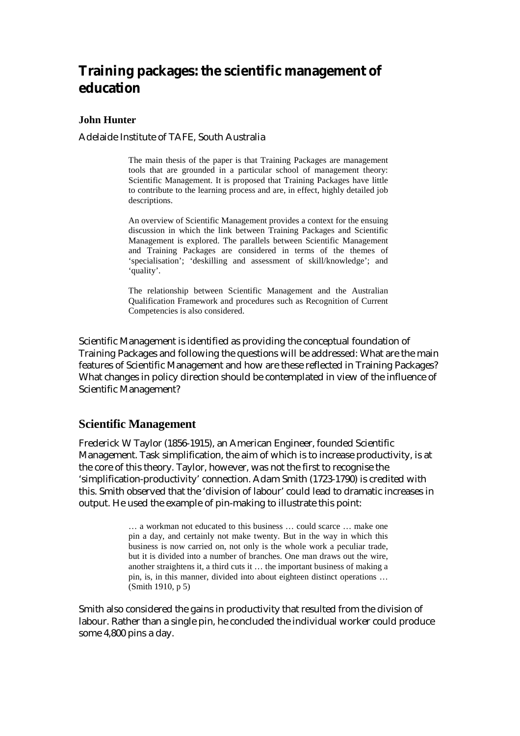# Training packages: the scientific management of education

**John Hunter**

Adelaide Institute of TAFE, South Australia

> The main thesis of the paper is that Training Packages are management tools that are grounded in a particular school of management theory: Scientific Management. It is proposed that Training Packages have little to contribute to the learning process and are, in effect, highly detailed job descriptions.
>
> An overview of Scientific Management provides a context for the ensuing discussion in which the link between Training Packages and Scientific Management is explored. The parallels between Scientific Management and Training Packages are considered in terms of the themes of 'specialisation'; 'deskilling and assessment of skill/knowledge'; and 'quality'.
>
> The relationship between Scientific Management and the Australian Qualification Framework and procedures such as Recognition of Current Competencies is also considered.

Scientific Management is identified as providing the conceptual foundation of Training Packages and following the questions will be addressed: What are the main features of Scientific Management and how are these reflected in Training Packages? What changes in policy direction should be contemplated in view of the influence of Scientific Management?

## Scientific Management

Frederick W Taylor (1856-1915), an American Engineer, founded Scientific Management. Task simplification, the aim of which is to increase productivity, is at the core of this theory. Taylor, however, was not the first to recognise the 'simplification-productivity' connection. Adam Smith (1723-1790) is credited with this. Smith observed that the 'division of labour' could lead to dramatic increases in output. He used the example of pin-making to illustrate this point:

> … a workman not educated to this business … could scarce … make one pin a day, and certainly not make twenty. But in the way in which this business is now carried on, not only is the whole work a peculiar trade, but it is divided into a number of branches. One man draws out the wire, another straightens it, a third cuts it … the important business of making a pin, is, in this manner, divided into about eighteen distinct operations … (Smith 1910, p 5)

Smith also considered the gains in productivity that resulted from the division of labour. Rather than a single pin, he concluded the individual worker could produce some 4,800 pins a day.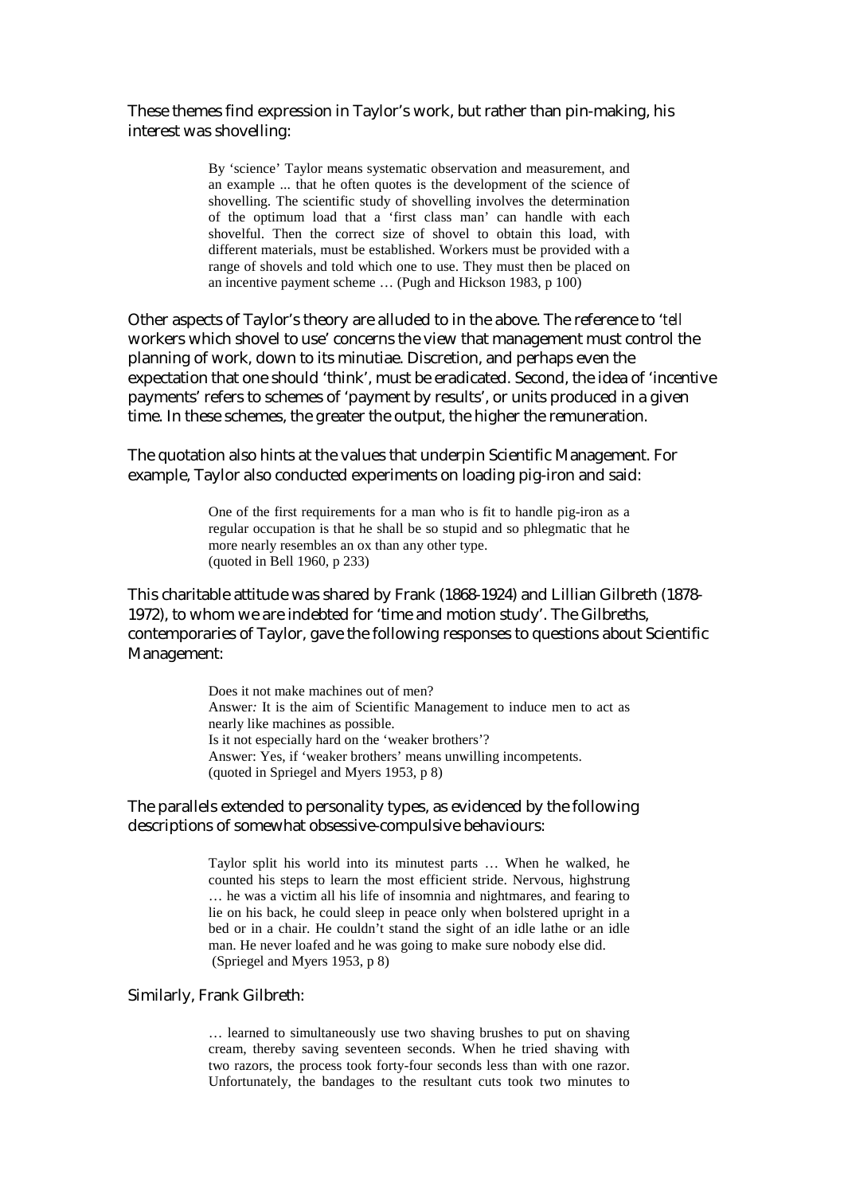These themes find expression in Taylor's work, but rather than pin-making, his interest was shovelling:

> By 'science' Taylor means systematic observation and measurement, and an example ... that he often quotes is the development of the science of shovelling. The scientific study of shovelling involves the determination of the optimum load that a 'first class man' can handle with each shovelful. Then the correct size of shovel to obtain this load, with different materials, must be established. Workers must be provided with a range of shovels and told which one to use. They must then be placed on an incentive payment scheme … (Pugh and Hickson 1983, p 100)

Other aspects of Taylor's theory are alluded to in the above. The reference to '*tell* workers which shovel to use' concerns the view that management must control the planning of work, down to its minutiae. Discretion, and perhaps even the expectation that one should 'think', must be eradicated. Second, the idea of 'incentive payments' refers to schemes of 'payment by results', or units produced in a given time. In these schemes, the greater the output, the higher the remuneration.

The quotation also hints at the values that underpin Scientific Management. For example, Taylor also conducted experiments on loading pig-iron and said:

> One of the first requirements for a man who is fit to handle pig-iron as a regular occupation is that he shall be so stupid and so phlegmatic that he more nearly resembles an ox than any other type.
> (quoted in Bell 1960, p 233)

This charitable attitude was shared by Frank (1868-1924) and Lillian Gilbreth (1878-1972), to whom we are indebted for 'time and motion study'. The Gilbreths, contemporaries of Taylor, gave the following responses to questions about Scientific Management:

> Does it not make machines out of men?
> Answer*:* It is the aim of Scientific Management to induce men to act as nearly like machines as possible.
> Is it not especially hard on the 'weaker brothers'?
> Answer: Yes, if 'weaker brothers' means unwilling incompetents.
> (quoted in Spriegel and Myers 1953, p 8)

The parallels extended to personality types, as evidenced by the following descriptions of somewhat obsessive-compulsive behaviours:

> Taylor split his world into its minutest parts … When he walked, he counted his steps to learn the most efficient stride. Nervous, highstrung … he was a victim all his life of insomnia and nightmares, and fearing to lie on his back, he could sleep in peace only when bolstered upright in a bed or in a chair. He couldn't stand the sight of an idle lathe or an idle man. He never loafed and he was going to make sure nobody else did.
> (Spriegel and Myers 1953, p 8)

Similarly, Frank Gilbreth:

> … learned to simultaneously use two shaving brushes to put on shaving cream, thereby saving seventeen seconds. When he tried shaving with two razors, the process took forty-four seconds less than with one razor. Unfortunately, the bandages to the resultant cuts took two minutes to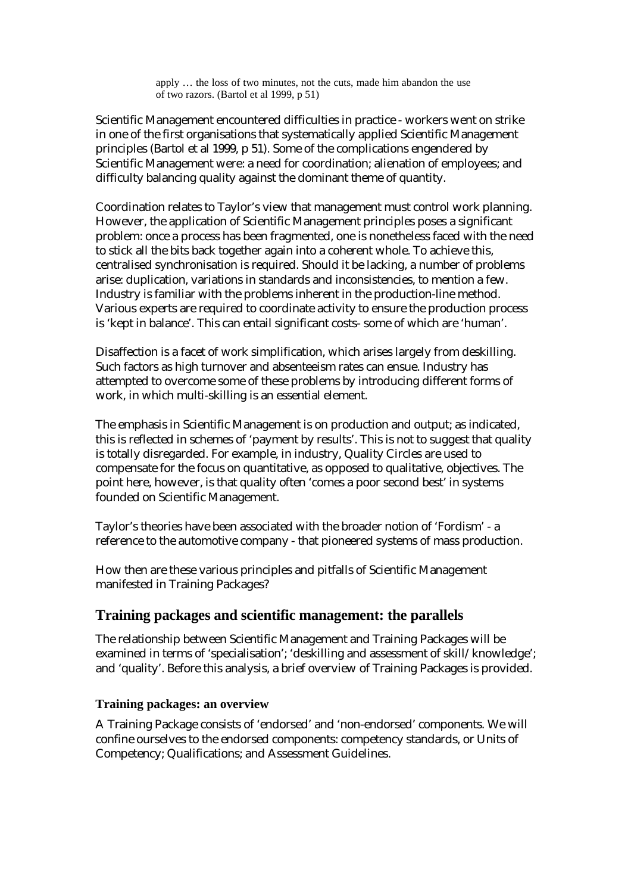> apply … the loss of two minutes, not the cuts, made him abandon the use of two razors. (Bartol et al 1999, p 51)

Scientific Management encountered difficulties in practice - workers went on strike in one of the first organisations that systematically applied Scientific Management principles (Bartol et al 1999, p 51). Some of the complications engendered by Scientific Management were: a need for coordination; alienation of employees; and difficulty balancing quality against the dominant theme of quantity.

Coordination relates to Taylor's view that management must control work planning. However, the application of Scientific Management principles poses a significant problem: once a process has been fragmented, one is nonetheless faced with the need to stick all the bits back together again into a coherent whole. To achieve this, centralised synchronisation is required. Should it be lacking, a number of problems arise: duplication, variations in standards and inconsistencies, to mention a few. Industry is familiar with the problems inherent in the production-line method. Various experts are required to coordinate activity to ensure the production process is 'kept in balance'. This can entail significant costs- some of which are 'human'.

Disaffection is a facet of work simplification, which arises largely from deskilling. Such factors as high turnover and absenteeism rates can ensue. Industry has attempted to overcome some of these problems by introducing different forms of work, in which multi-skilling is an essential element.

The emphasis in Scientific Management is on production and output; as indicated, this is reflected in schemes of 'payment by results'. This is not to suggest that quality is totally disregarded. For example, in industry, Quality Circles are used to compensate for the focus on quantitative, as opposed to qualitative, objectives. The point here, however, is that quality often 'comes a poor second best' in systems founded on Scientific Management.

Taylor's theories have been associated with the broader notion of 'Fordism' - a reference to the automotive company - that pioneered systems of mass production.

How then are these various principles and pitfalls of Scientific Management manifested in Training Packages?

## Training packages and scientific management: the parallels

The relationship between Scientific Management and Training Packages will be examined in terms of 'specialisation'; 'deskilling and assessment of skill/knowledge'; and 'quality'. Before this analysis, a brief overview of Training Packages is provided.

### Training packages: an overview

A Training Package consists of 'endorsed' and 'non-endorsed' components. We will confine ourselves to the endorsed components: competency standards, or Units of Competency; Qualifications; and Assessment Guidelines.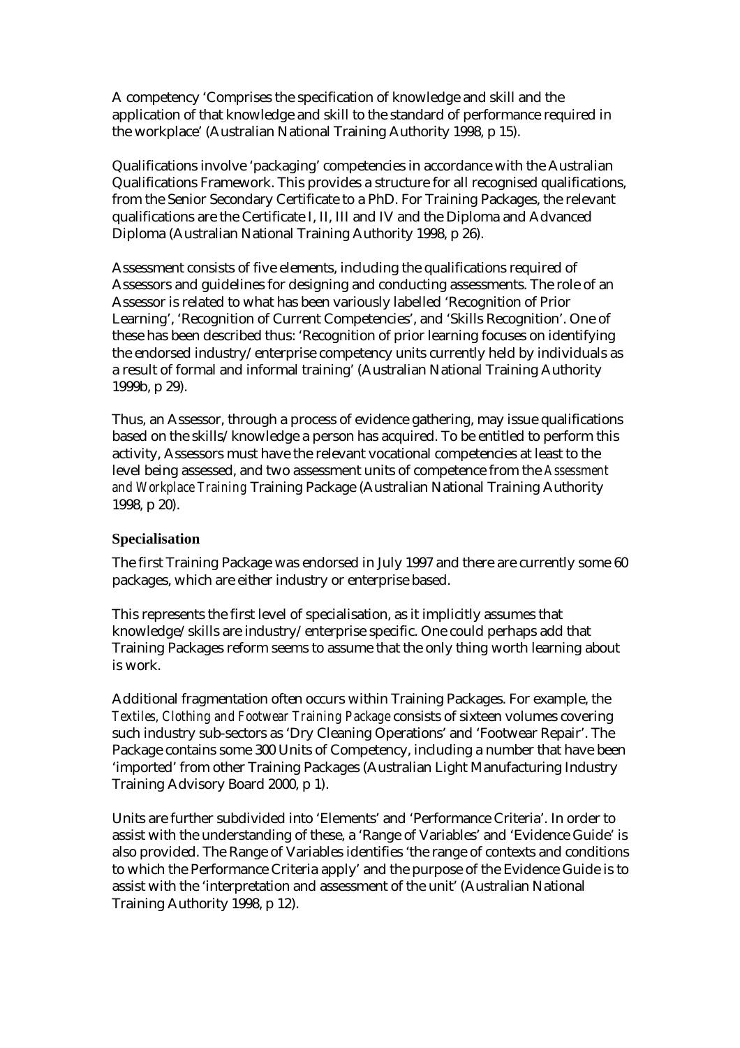A competency 'Comprises the specification of knowledge and skill and the application of that knowledge and skill to the standard of performance required in the workplace' (Australian National Training Authority 1998, p 15).

Qualifications involve 'packaging' competencies in accordance with the Australian Qualifications Framework. This provides a structure for all recognised qualifications, from the Senior Secondary Certificate to a PhD. For Training Packages, the relevant qualifications are the Certificate I, II, III and IV and the Diploma and Advanced Diploma (Australian National Training Authority 1998, p 26).

Assessment consists of five elements, including the qualifications required of Assessors and guidelines for designing and conducting assessments. The role of an Assessor is related to what has been variously labelled 'Recognition of Prior Learning', 'Recognition of Current Competencies', and 'Skills Recognition'. One of these has been described thus: 'Recognition of prior learning focuses on identifying the endorsed industry/enterprise competency units currently held by individuals as a result of formal and informal training' (Australian National Training Authority 1999b, p 29).

Thus, an Assessor, through a process of evidence gathering, may issue qualifications based on the skills/knowledge a person has acquired. To be entitled to perform this activity, Assessors must have the relevant vocational competencies at least to the level being assessed, and two assessment units of competence from the *Assessment and Workplace Training* Training Package (Australian National Training Authority 1998, p 20).

### Specialisation

The first Training Package was endorsed in July 1997 and there are currently some 60 packages, which are either industry or enterprise based.

This represents the first level of specialisation, as it implicitly assumes that knowledge/skills are industry/enterprise specific. One could perhaps add that Training Packages reform seems to assume that the only thing worth learning about is work.

Additional fragmentation often occurs within Training Packages. For example, the *Textiles, Clothing and Footwear Training Package* consists of sixteen volumes covering such industry sub-sectors as 'Dry Cleaning Operations' and 'Footwear Repair'. The Package contains some 300 Units of Competency, including a number that have been 'imported' from other Training Packages (Australian Light Manufacturing Industry Training Advisory Board 2000, p 1).

Units are further subdivided into 'Elements' and 'Performance Criteria'. In order to assist with the understanding of these, a 'Range of Variables' and 'Evidence Guide' is also provided. The Range of Variables identifies 'the range of contexts and conditions to which the Performance Criteria apply' and the purpose of the Evidence Guide is to assist with the 'interpretation and assessment of the unit' (Australian National Training Authority 1998, p 12).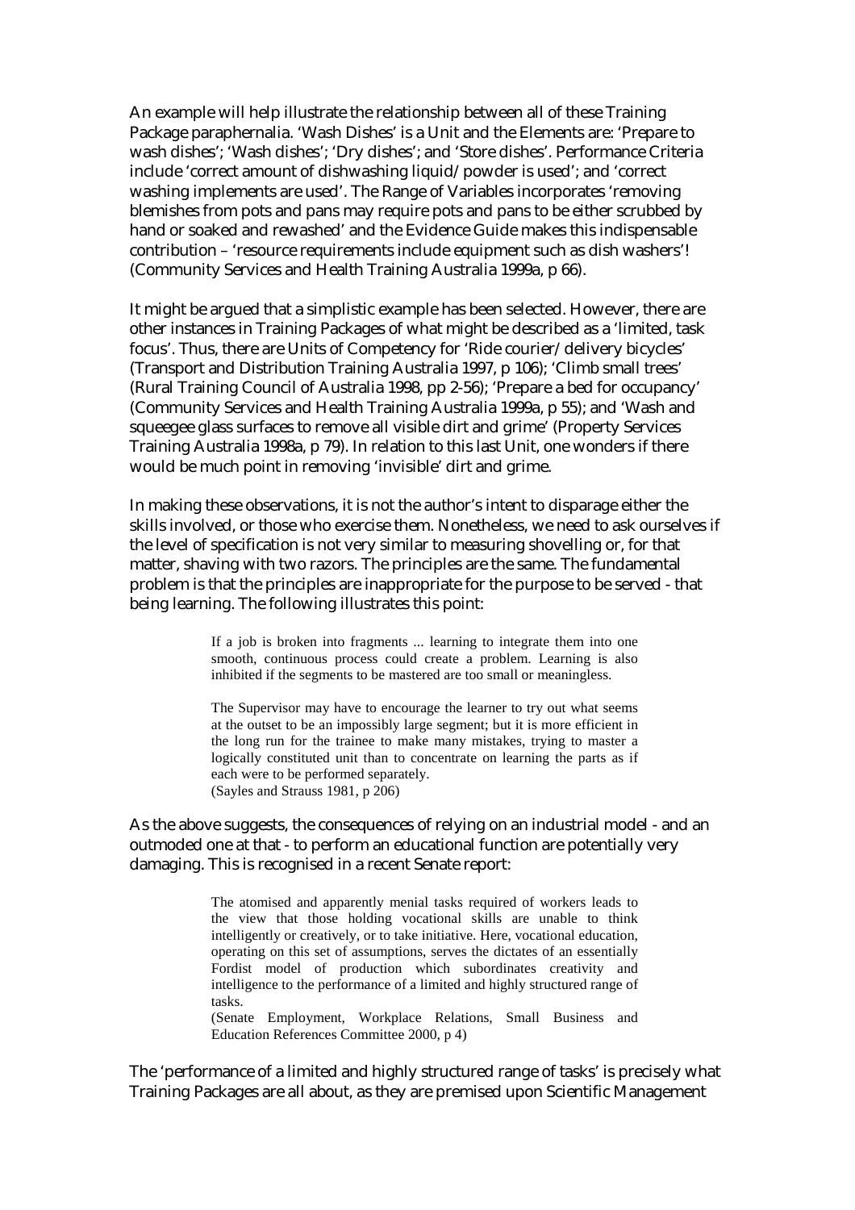An example will help illustrate the relationship between all of these Training Package paraphernalia. 'Wash Dishes' is a Unit and the Elements are: 'Prepare to wash dishes'; 'Wash dishes'; 'Dry dishes'; and 'Store dishes'. Performance Criteria include 'correct amount of dishwashing liquid/powder is used'; and 'correct washing implements are used'. The Range of Variables incorporates 'removing blemishes from pots and pans may require pots and pans to be either scrubbed by hand or soaked and rewashed' and the Evidence Guide makes this indispensable contribution – 'resource requirements include equipment such as dish washers'! (Community Services and Health Training Australia 1999a, p 66).

It might be argued that a simplistic example has been selected. However, there are other instances in Training Packages of what might be described as a 'limited, task focus'. Thus, there are Units of Competency for 'Ride courier/delivery bicycles' (Transport and Distribution Training Australia 1997, p 106); 'Climb small trees' (Rural Training Council of Australia 1998, pp 2-56); 'Prepare a bed for occupancy' (Community Services and Health Training Australia 1999a, p 55); and 'Wash and squeegee glass surfaces to remove all visible dirt and grime' (Property Services Training Australia 1998a, p 79). In relation to this last Unit, one wonders if there would be much point in removing 'invisible' dirt and grime.

In making these observations, it is not the author's intent to disparage either the skills involved, or those who exercise them. Nonetheless, we need to ask ourselves if the level of specification is not very similar to measuring shovelling or, for that matter, shaving with two razors. The principles are the same. The fundamental problem is that the principles are inappropriate for the purpose to be served - that being learning. The following illustrates this point:

> If a job is broken into fragments ... learning to integrate them into one smooth, continuous process could create a problem. Learning is also inhibited if the segments to be mastered are too small or meaningless.
>
> The Supervisor may have to encourage the learner to try out what seems at the outset to be an impossibly large segment; but it is more efficient in the long run for the trainee to make many mistakes, trying to master a logically constituted unit than to concentrate on learning the parts as if each were to be performed separately.
> (Sayles and Strauss 1981, p 206)

As the above suggests, the consequences of relying on an industrial model - and an outmoded one at that - to perform an educational function are potentially very damaging. This is recognised in a recent Senate report:

> The atomised and apparently menial tasks required of workers leads to the view that those holding vocational skills are unable to think intelligently or creatively, or to take initiative. Here, vocational education, operating on this set of assumptions, serves the dictates of an essentially Fordist model of production which subordinates creativity and intelligence to the performance of a limited and highly structured range of tasks.
> (Senate Employment, Workplace Relations, Small Business and Education References Committee 2000, p 4)

The 'performance of a limited and highly structured range of tasks' is precisely what Training Packages are all about, as they are premised upon Scientific Management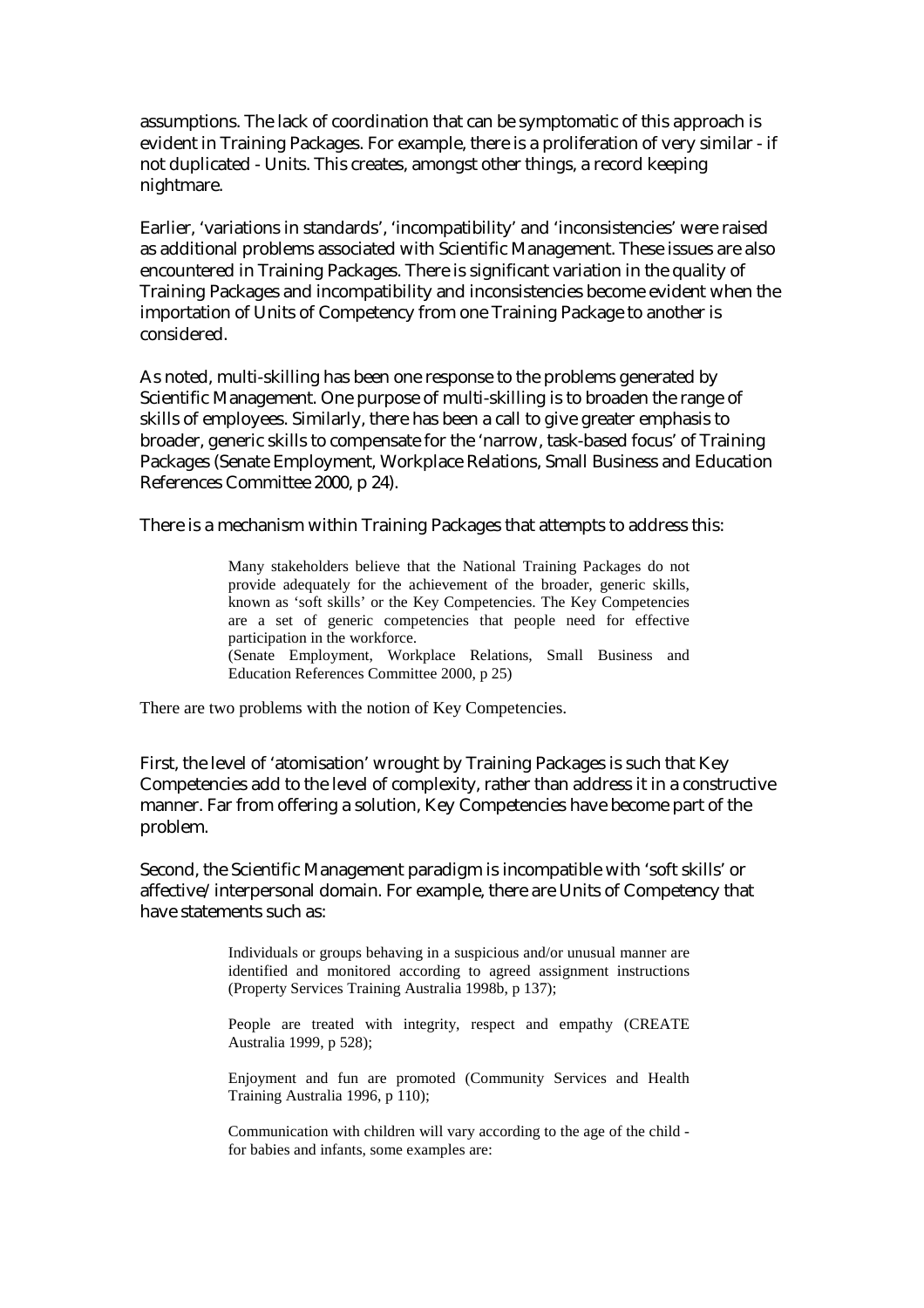assumptions. The lack of coordination that can be symptomatic of this approach is evident in Training Packages. For example, there is a proliferation of very similar - if not duplicated - Units. This creates, amongst other things, a record keeping nightmare.

Earlier, 'variations in standards', 'incompatibility' and 'inconsistencies' were raised as additional problems associated with Scientific Management. These issues are also encountered in Training Packages. There is significant variation in the quality of Training Packages and incompatibility and inconsistencies become evident when the importation of Units of Competency from one Training Package to another is considered.

As noted, multi-skilling has been one response to the problems generated by Scientific Management. One purpose of multi-skilling is to broaden the range of skills of employees. Similarly, there has been a call to give greater emphasis to broader, generic skills to compensate for the 'narrow, task-based focus' of Training Packages (Senate Employment, Workplace Relations, Small Business and Education References Committee 2000, p 24).

There is a mechanism within Training Packages that attempts to address this:

> Many stakeholders believe that the National Training Packages do not provide adequately for the achievement of the broader, generic skills, known as 'soft skills' or the Key Competencies. The Key Competencies are a set of generic competencies that people need for effective participation in the workforce.
> (Senate Employment, Workplace Relations, Small Business and Education References Committee 2000, p 25)

There are two problems with the notion of Key Competencies.

First, the level of 'atomisation' wrought by Training Packages is such that Key Competencies add to the level of complexity, rather than address it in a constructive manner. Far from offering a solution, Key Competencies have become part of the problem.

Second, the Scientific Management paradigm is incompatible with 'soft skills' or affective/interpersonal domain. For example, there are Units of Competency that have statements such as:

> Individuals or groups behaving in a suspicious and/or unusual manner are identified and monitored according to agreed assignment instructions (Property Services Training Australia 1998b, p 137);
>
> People are treated with integrity, respect and empathy (CREATE Australia 1999, p 528);
>
> Enjoyment and fun are promoted (Community Services and Health Training Australia 1996, p 110);
>
> Communication with children will vary according to the age of the child - for babies and infants, some examples are: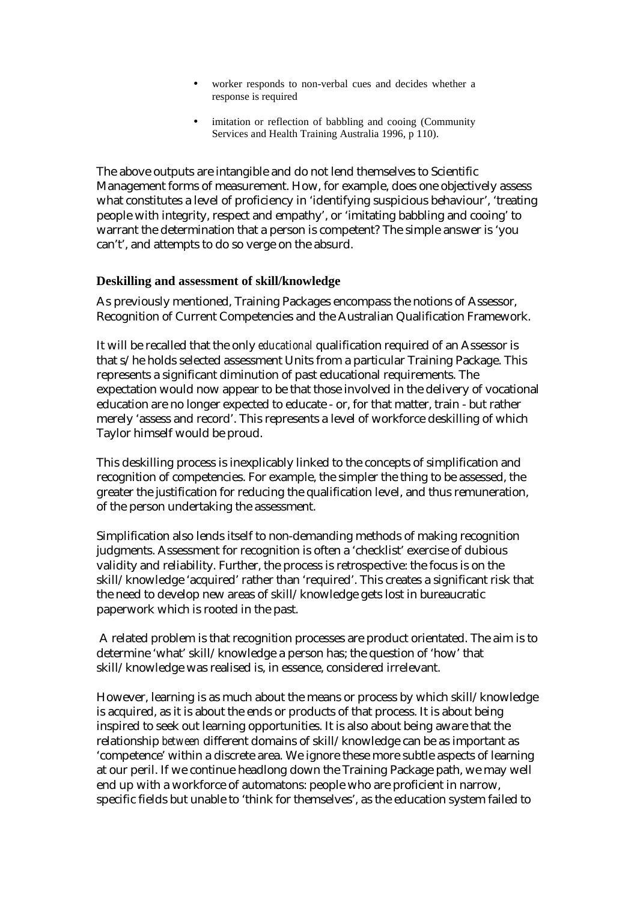- worker responds to non-verbal cues and decides whether a response is required
- imitation or reflection of babbling and cooing (Community Services and Health Training Australia 1996, p 110).

The above outputs are intangible and do not lend themselves to Scientific Management forms of measurement. How, for example, does one objectively assess what constitutes a level of proficiency in 'identifying suspicious behaviour', 'treating people with integrity, respect and empathy', or 'imitating babbling and cooing' to warrant the determination that a person is competent? The simple answer is 'you can't', and attempts to do so verge on the absurd.

### Deskilling and assessment of skill/knowledge

As previously mentioned, Training Packages encompass the notions of Assessor, Recognition of Current Competencies and the Australian Qualification Framework.

It will be recalled that the only *educational* qualification required of an Assessor is that s/he holds selected assessment Units from a particular Training Package. This represents a significant diminution of past educational requirements. The expectation would now appear to be that those involved in the delivery of vocational education are no longer expected to educate - or, for that matter, train - but rather merely 'assess and record'. This represents a level of workforce deskilling of which Taylor himself would be proud.

This deskilling process is inexplicably linked to the concepts of simplification and recognition of competencies. For example, the simpler the thing to be assessed, the greater the justification for reducing the qualification level, and thus remuneration, of the person undertaking the assessment.

Simplification also lends itself to non-demanding methods of making recognition judgments. Assessment for recognition is often a 'checklist' exercise of dubious validity and reliability. Further, the process is retrospective: the focus is on the skill/knowledge 'acquired' rather than 'required'. This creates a significant risk that the need to develop new areas of skill/knowledge gets lost in bureaucratic paperwork which is rooted in the past.

A related problem is that recognition processes are product orientated. The aim is to determine 'what' skill/knowledge a person has; the question of 'how' that skill/knowledge was realised is, in essence, considered irrelevant.

However, learning is as much about the means or process by which skill/knowledge is acquired, as it is about the ends or products of that process. It is about being inspired to seek out learning opportunities. It is also about being aware that the relationship *between* different domains of skill/knowledge can be as important as 'competence' within a discrete area. We ignore these more subtle aspects of learning at our peril. If we continue headlong down the Training Package path, we may well end up with a workforce of automatons: people who are proficient in narrow, specific fields but unable to 'think for themselves', as the education system failed to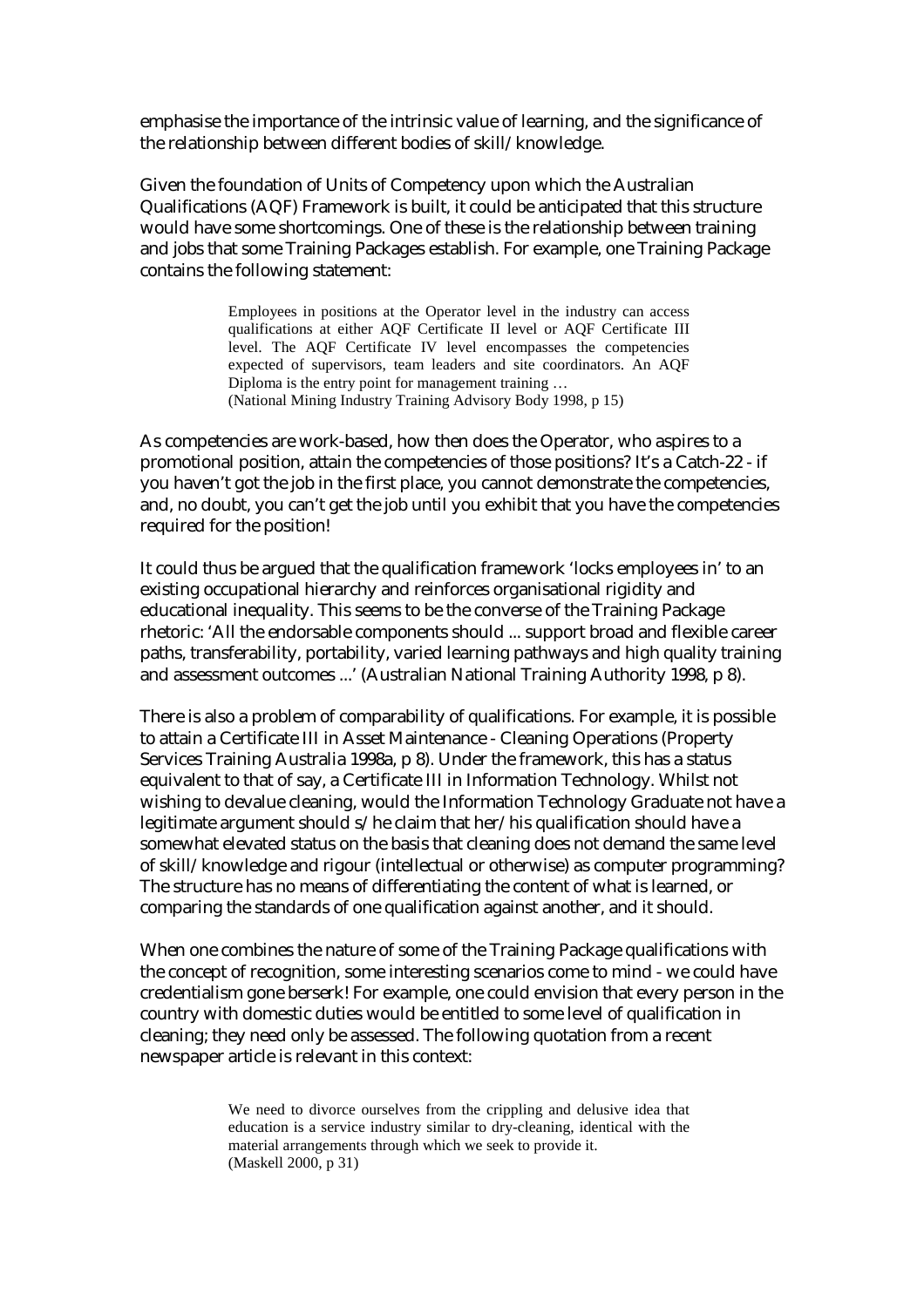emphasise the importance of the intrinsic value of learning, and the significance of the relationship between different bodies of skill/knowledge.

Given the foundation of Units of Competency upon which the Australian Qualifications (AQF) Framework is built, it could be anticipated that this structure would have some shortcomings. One of these is the relationship between training and jobs that some Training Packages establish. For example, one Training Package contains the following statement:

> Employees in positions at the Operator level in the industry can access qualifications at either AQF Certificate II level or AQF Certificate III level. The AQF Certificate IV level encompasses the competencies expected of supervisors, team leaders and site coordinators. An AQF Diploma is the entry point for management training …
> (National Mining Industry Training Advisory Body 1998, p 15)

As competencies are work-based, how then does the Operator, who aspires to a promotional position, attain the competencies of those positions? It's a Catch-22 - if you haven't got the job in the first place, you cannot demonstrate the competencies, and, no doubt, you can't get the job until you exhibit that you have the competencies required for the position!

It could thus be argued that the qualification framework 'locks employees in' to an existing occupational hierarchy and reinforces organisational rigidity and educational inequality. This seems to be the converse of the Training Package rhetoric: 'All the endorsable components should ... support broad and flexible career paths, transferability, portability, varied learning pathways and high quality training and assessment outcomes ...' (Australian National Training Authority 1998, p 8).

There is also a problem of comparability of qualifications. For example, it is possible to attain a Certificate III in Asset Maintenance - Cleaning Operations (Property Services Training Australia 1998a, p 8). Under the framework, this has a status equivalent to that of say, a Certificate III in Information Technology. Whilst not wishing to devalue cleaning, would the Information Technology Graduate not have a legitimate argument should s/he claim that her/his qualification should have a somewhat elevated status on the basis that cleaning does not demand the same level of skill/knowledge and rigour (intellectual or otherwise) as computer programming? The structure has no means of differentiating the content of what is learned, or comparing the standards of one qualification against another, and it should.

When one combines the nature of some of the Training Package qualifications with the concept of recognition, some interesting scenarios come to mind - we could have credentialism gone berserk! For example, one could envision that every person in the country with domestic duties would be entitled to some level of qualification in cleaning; they need only be assessed. The following quotation from a recent newspaper article is relevant in this context:

> We need to divorce ourselves from the crippling and delusive idea that education is a service industry similar to dry-cleaning, identical with the material arrangements through which we seek to provide it.
> (Maskell 2000, p 31)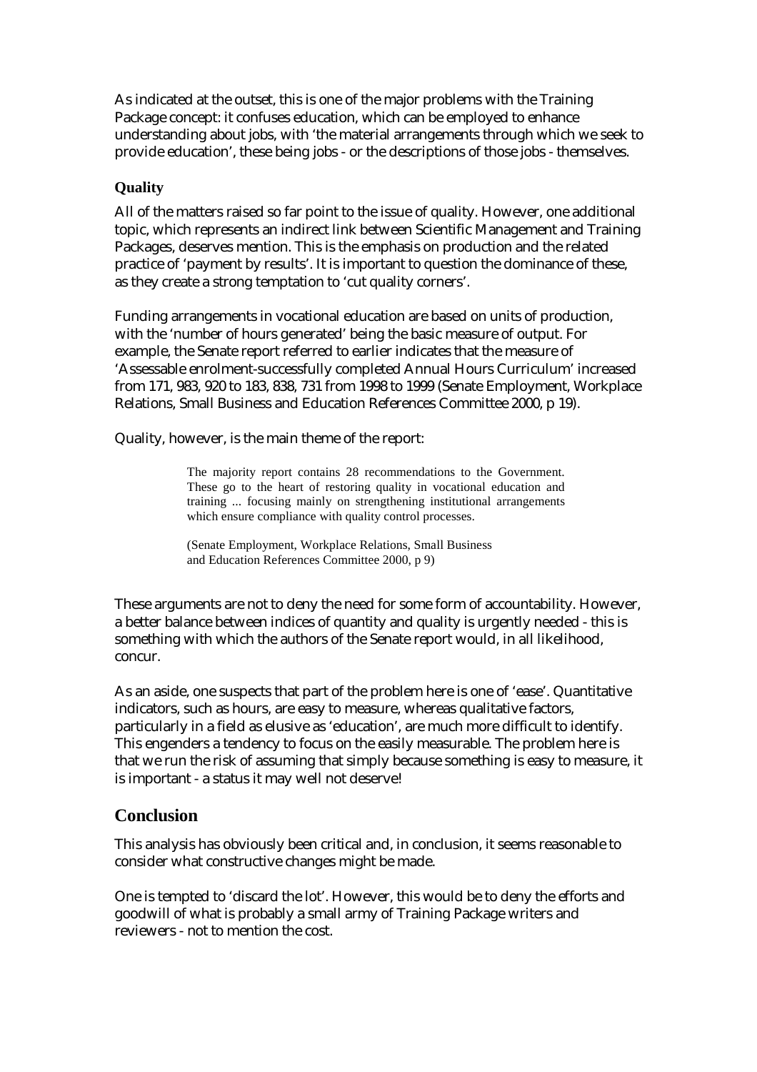As indicated at the outset, this is one of the major problems with the Training Package concept: it confuses education, which can be employed to enhance understanding about jobs, with 'the material arrangements through which we seek to provide education', these being jobs - or the descriptions of those jobs - themselves.

### Quality

All of the matters raised so far point to the issue of quality. However, one additional topic, which represents an indirect link between Scientific Management and Training Packages, deserves mention. This is the emphasis on production and the related practice of 'payment by results'. It is important to question the dominance of these, as they create a strong temptation to 'cut quality corners'.

Funding arrangements in vocational education are based on units of production, with the 'number of hours generated' being the basic measure of output. For example, the Senate report referred to earlier indicates that the measure of 'Assessable enrolment-successfully completed Annual Hours Curriculum' increased from 171, 983, 920 to 183, 838, 731 from 1998 to 1999 (Senate Employment, Workplace Relations, Small Business and Education References Committee 2000, p 19).

Quality, however, is the main theme of the report:

> The majority report contains 28 recommendations to the Government. These go to the heart of restoring quality in vocational education and training ... focusing mainly on strengthening institutional arrangements which ensure compliance with quality control processes.
>
> (Senate Employment, Workplace Relations, Small Business and Education References Committee 2000, p 9)

These arguments are not to deny the need for some form of accountability. However, a better balance between indices of quantity and quality is urgently needed - this is something with which the authors of the Senate report would, in all likelihood, concur.

As an aside, one suspects that part of the problem here is one of 'ease'. Quantitative indicators, such as hours, are easy to measure, whereas qualitative factors, particularly in a field as elusive as 'education', are much more difficult to identify. This engenders a tendency to focus on the easily measurable. The problem here is that we run the risk of assuming that simply because something is easy to measure, it is important - a status it may well not deserve!

## Conclusion

This analysis has obviously been critical and, in conclusion, it seems reasonable to consider what constructive changes might be made.

One is tempted to 'discard the lot'. However, this would be to deny the efforts and goodwill of what is probably a small army of Training Package writers and reviewers - not to mention the cost.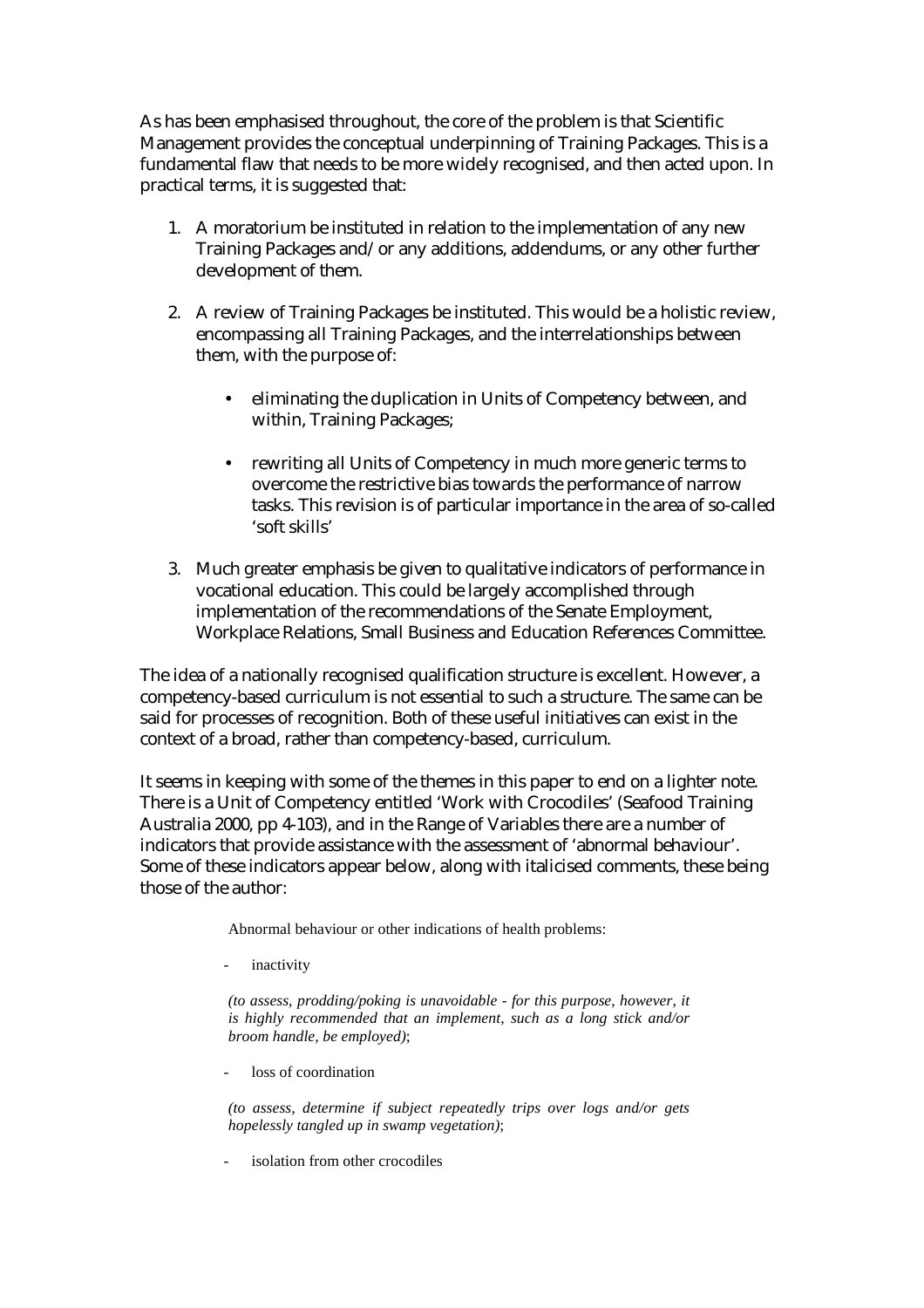As has been emphasised throughout, the core of the problem is that Scientific Management provides the conceptual underpinning of Training Packages. This is a fundamental flaw that needs to be more widely recognised, and then acted upon. In practical terms, it is suggested that:

1. A moratorium be instituted in relation to the implementation of any new Training Packages and/or any additions, addendums, or any other further development of them.

2. A review of Training Packages be instituted. This would be a holistic review, encompassing all Training Packages, and the interrelationships between them, with the purpose of:

    - eliminating the duplication in Units of Competency between, and within, Training Packages;

    - rewriting all Units of Competency in much more generic terms to overcome the restrictive bias towards the performance of narrow tasks. This revision is of particular importance in the area of so-called 'soft skills'

3. Much greater emphasis be given to qualitative indicators of performance in vocational education. This could be largely accomplished through implementation of the recommendations of the Senate Employment, Workplace Relations, Small Business and Education References Committee.

The idea of a nationally recognised qualification structure is excellent. However, a competency-based curriculum is not essential to such a structure. The same can be said for processes of recognition. Both of these useful initiatives can exist in the context of a broad, rather than competency-based, curriculum.

It seems in keeping with some of the themes in this paper to end on a lighter note. There is a Unit of Competency entitled 'Work with Crocodiles' (Seafood Training Australia 2000, pp 4-103), and in the Range of Variables there are a number of indicators that provide assistance with the assessment of 'abnormal behaviour'. Some of these indicators appear below, along with italicised comments, these being those of the author:

> Abnormal behaviour or other indications of health problems:
>
> - inactivity
>
>   *(to assess, prodding/poking is unavoidable - for this purpose, however, it is highly recommended that an implement, such as a long stick and/or broom handle, be employed)*;
>
> - loss of coordination
>
>   *(to assess, determine if subject repeatedly trips over logs and/or gets hopelessly tangled up in swamp vegetation)*;
>
> - isolation from other crocodiles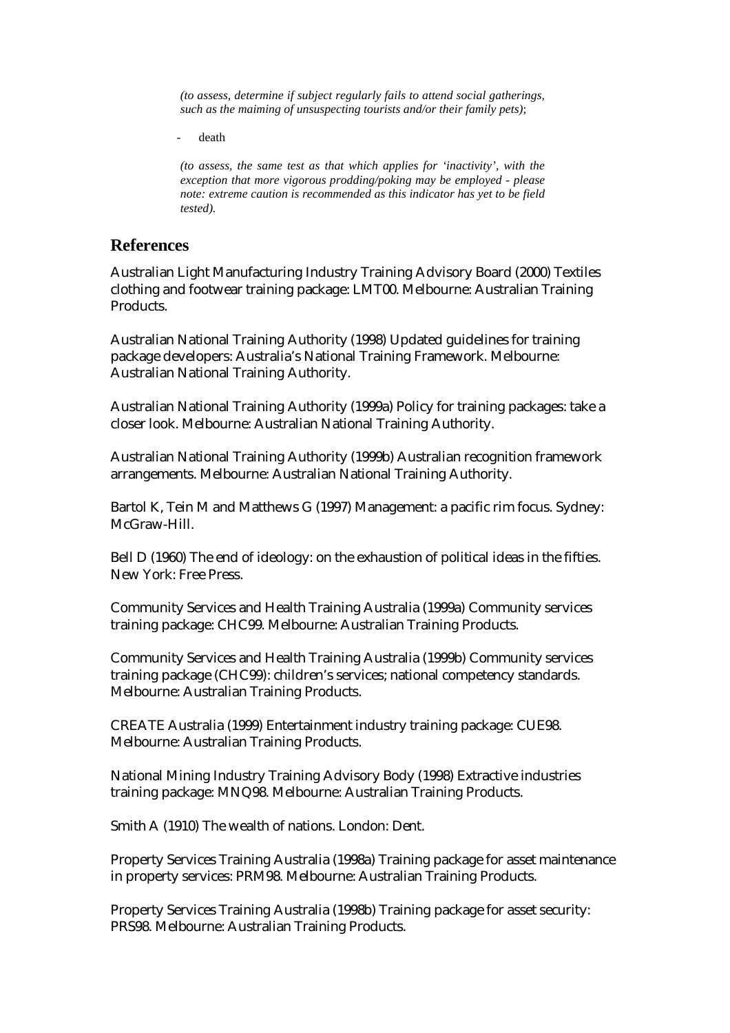*(to assess, determine if subject regularly fails to attend social gatherings, such as the maiming of unsuspecting tourists and/or their family pets)*;

- death

*(to assess, the same test as that which applies for 'inactivity', with the exception that more vigorous prodding/poking may be employed - please note: extreme caution is recommended as this indicator has yet to be field tested).*

## References

Australian Light Manufacturing Industry Training Advisory Board (2000) Textiles clothing and footwear training package: LMT00. Melbourne: Australian Training Products.

Australian National Training Authority (1998) Updated guidelines for training package developers: Australia's National Training Framework. Melbourne: Australian National Training Authority.

Australian National Training Authority (1999a) Policy for training packages: take a closer look. Melbourne: Australian National Training Authority.

Australian National Training Authority (1999b) Australian recognition framework arrangements. Melbourne: Australian National Training Authority.

Bartol K, Tein M and Matthews G (1997) Management: a pacific rim focus. Sydney: McGraw-Hill.

Bell D (1960) The end of ideology: on the exhaustion of political ideas in the fifties. New York: Free Press.

Community Services and Health Training Australia (1999a) Community services training package: CHC99. Melbourne: Australian Training Products.

Community Services and Health Training Australia (1999b) Community services training package (CHC99): children's services; national competency standards. Melbourne: Australian Training Products.

CREATE Australia (1999) Entertainment industry training package: CUE98. Melbourne: Australian Training Products.

National Mining Industry Training Advisory Body (1998) Extractive industries training package: MNQ98. Melbourne: Australian Training Products.

Smith A (1910) The wealth of nations. London: Dent.

Property Services Training Australia (1998a) Training package for asset maintenance in property services: PRM98. Melbourne: Australian Training Products.

Property Services Training Australia (1998b) Training package for asset security: PRS98. Melbourne: Australian Training Products.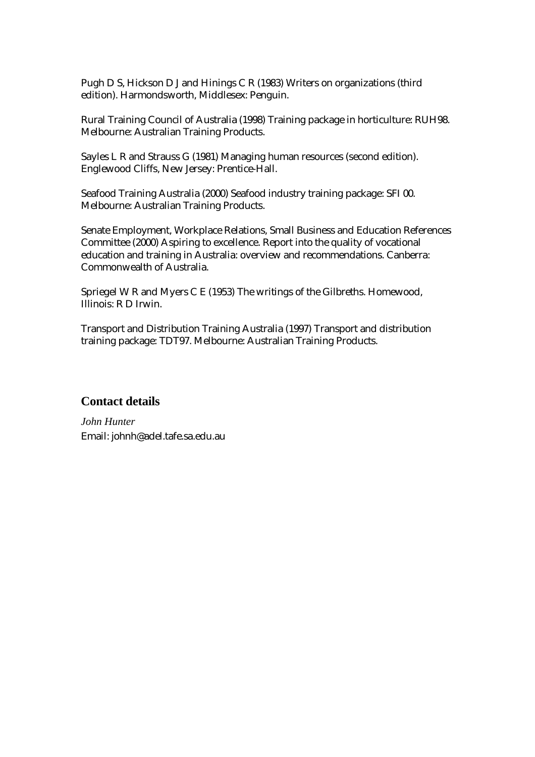Pugh D S, Hickson D J and Hinings C R (1983) Writers on organizations (third edition). Harmondsworth, Middlesex: Penguin.

Rural Training Council of Australia (1998) Training package in horticulture: RUH98. Melbourne: Australian Training Products.

Sayles L R and Strauss G (1981) Managing human resources (second edition). Englewood Cliffs, New Jersey: Prentice-Hall.

Seafood Training Australia (2000) Seafood industry training package: SFI 00. Melbourne: Australian Training Products.

Senate Employment, Workplace Relations, Small Business and Education References Committee (2000) Aspiring to excellence. Report into the quality of vocational education and training in Australia: overview and recommendations. Canberra: Commonwealth of Australia.

Spriegel W R and Myers C E (1953) The writings of the Gilbreths. Homewood, Illinois: R D Irwin.

Transport and Distribution Training Australia (1997) Transport and distribution training package: TDT97. Melbourne: Australian Training Products.

## Contact details

*John Hunter*
Email: johnh@adel.tafe.sa.edu.au